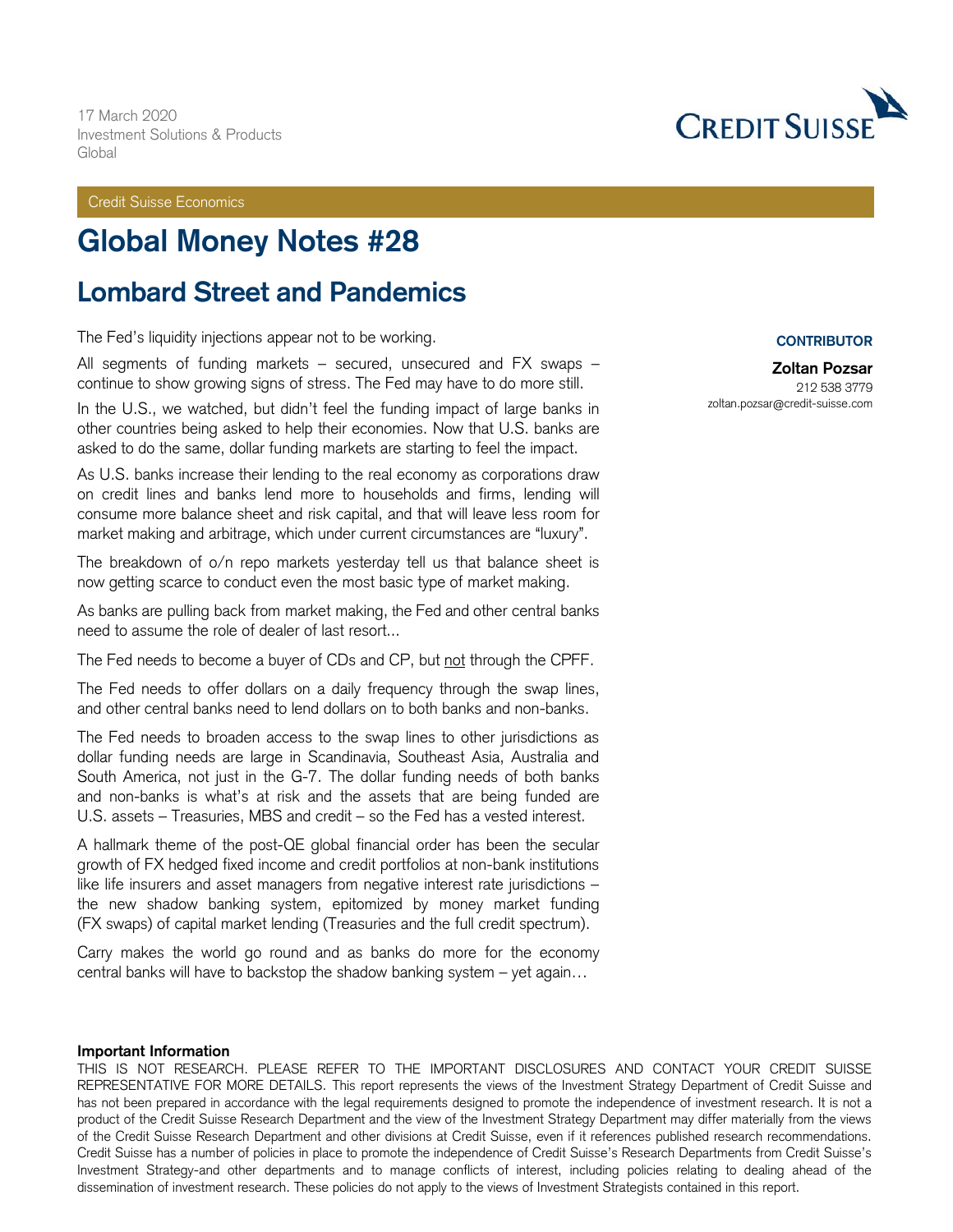17 March 2020
Investment Solutions & Products
Global

Credit Suisse Economics

# Global Money Notes #28

## Lombard Street and Pandemics

The Fed's liquidity injections appear not to be working.

All segments of funding markets – secured, unsecured and FX swaps – continue to show growing signs of stress. The Fed may have to do more still.

In the U.S., we watched, but didn't feel the funding impact of large banks in other countries being asked to help their economies. Now that U.S. banks are asked to do the same, dollar funding markets are starting to feel the impact.

As U.S. banks increase their lending to the real economy as corporations draw on credit lines and banks lend more to households and firms, lending will consume more balance sheet and risk capital, and that will leave less room for market making and arbitrage, which under current circumstances are "luxury".

The breakdown of o/n repo markets yesterday tell us that balance sheet is now getting scarce to conduct even the most basic type of market making.

As banks are pulling back from market making, the Fed and other central banks need to assume the role of dealer of last resort...

The Fed needs to become a buyer of CDs and CP, but <u>not</u> through the CPFF.

The Fed needs to offer dollars on a daily frequency through the swap lines, and other central banks need to lend dollars on to both banks and non-banks.

The Fed needs to broaden access to the swap lines to other jurisdictions as dollar funding needs are large in Scandinavia, Southeast Asia, Australia and South America, not just in the G-7. The dollar funding needs of both banks and non-banks is what's at risk and the assets that are being funded are U.S. assets – Treasuries, MBS and credit – so the Fed has a vested interest.

A hallmark theme of the post-QE global financial order has been the secular growth of FX hedged fixed income and credit portfolios at non-bank institutions like life insurers and asset managers from negative interest rate jurisdictions – the new shadow banking system, epitomized by money market funding (FX swaps) of capital market lending (Treasuries and the full credit spectrum).

Carry makes the world go round and as banks do more for the economy central banks will have to backstop the shadow banking system – yet again…

**CONTRIBUTOR**

**Zoltan Pozsar**
212 538 3779
zoltan.pozsar@credit-suisse.com

**Important Information**

THIS IS NOT RESEARCH. PLEASE REFER TO THE IMPORTANT DISCLOSURES AND CONTACT YOUR CREDIT SUISSE REPRESENTATIVE FOR MORE DETAILS. This report represents the views of the Investment Strategy Department of Credit Suisse and has not been prepared in accordance with the legal requirements designed to promote the independence of investment research. It is not a product of the Credit Suisse Research Department and the view of the Investment Strategy Department may differ materially from the views of the Credit Suisse Research Department and other divisions at Credit Suisse, even if it references published research recommendations. Credit Suisse has a number of policies in place to promote the independence of Credit Suisse's Research Departments from Credit Suisse's Investment Strategy-and other departments and to manage conflicts of interest, including policies relating to dealing ahead of the dissemination of investment research. These policies do not apply to the views of Investment Strategists contained in this report.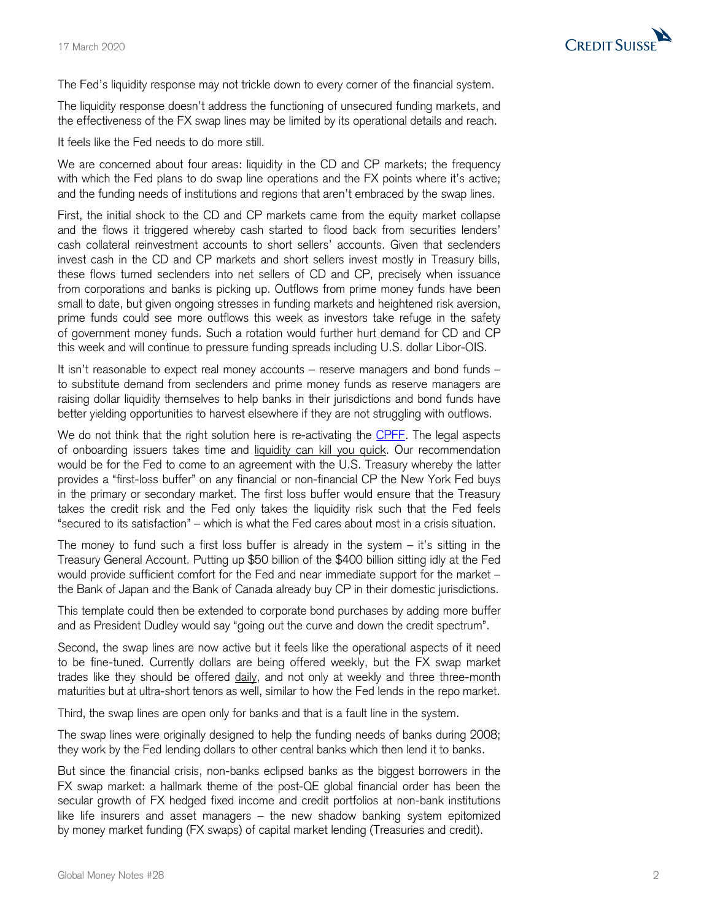The Fed's liquidity response may not trickle down to every corner of the financial system.

The liquidity response doesn't address the functioning of unsecured funding markets, and the effectiveness of the FX swap lines may be limited by its operational details and reach.

It feels like the Fed needs to do more still.

We are concerned about four areas: liquidity in the CD and CP markets; the frequency with which the Fed plans to do swap line operations and the FX points where it's active; and the funding needs of institutions and regions that aren't embraced by the swap lines.

First, the initial shock to the CD and CP markets came from the equity market collapse and the flows it triggered whereby cash started to flood back from securities lenders' cash collateral reinvestment accounts to short sellers' accounts. Given that seclenders invest cash in the CD and CP markets and short sellers invest mostly in Treasury bills, these flows turned seclenders into net sellers of CD and CP, precisely when issuance from corporations and banks is picking up. Outflows from prime money funds have been small to date, but given ongoing stresses in funding markets and heightened risk aversion, prime funds could see more outflows this week as investors take refuge in the safety of government money funds. Such a rotation would further hurt demand for CD and CP this week and will continue to pressure funding spreads including U.S. dollar Libor-OIS.

It isn't reasonable to expect real money accounts – reserve managers and bond funds – to substitute demand from seclenders and prime money funds as reserve managers are raising dollar liquidity themselves to help banks in their jurisdictions and bond funds have better yielding opportunities to harvest elsewhere if they are not struggling with outflows.

We do not think that the right solution here is re-activating the CPFF. The legal aspects of onboarding issuers takes time and liquidity can kill you quick. Our recommendation would be for the Fed to come to an agreement with the U.S. Treasury whereby the latter provides a "first-loss buffer" on any financial or non-financial CP the New York Fed buys in the primary or secondary market. The first loss buffer would ensure that the Treasury takes the credit risk and the Fed only takes the liquidity risk such that the Fed feels "secured to its satisfaction" – which is what the Fed cares about most in a crisis situation.

The money to fund such a first loss buffer is already in the system – it's sitting in the Treasury General Account. Putting up $50 billion of the $400 billion sitting idly at the Fed would provide sufficient comfort for the Fed and near immediate support for the market – the Bank of Japan and the Bank of Canada already buy CP in their domestic jurisdictions.

This template could then be extended to corporate bond purchases by adding more buffer and as President Dudley would say "going out the curve and down the credit spectrum".

Second, the swap lines are now active but it feels like the operational aspects of it need to be fine-tuned. Currently dollars are being offered weekly, but the FX swap market trades like they should be offered daily, and not only at weekly and three three-month maturities but at ultra-short tenors as well, similar to how the Fed lends in the repo market.

Third, the swap lines are open only for banks and that is a fault line in the system.

The swap lines were originally designed to help the funding needs of banks during 2008; they work by the Fed lending dollars to other central banks which then lend it to banks.

But since the financial crisis, non-banks eclipsed banks as the biggest borrowers in the FX swap market: a hallmark theme of the post-QE global financial order has been the secular growth of FX hedged fixed income and credit portfolios at non-bank institutions like life insurers and asset managers – the new shadow banking system epitomized by money market funding (FX swaps) of capital market lending (Treasuries and credit).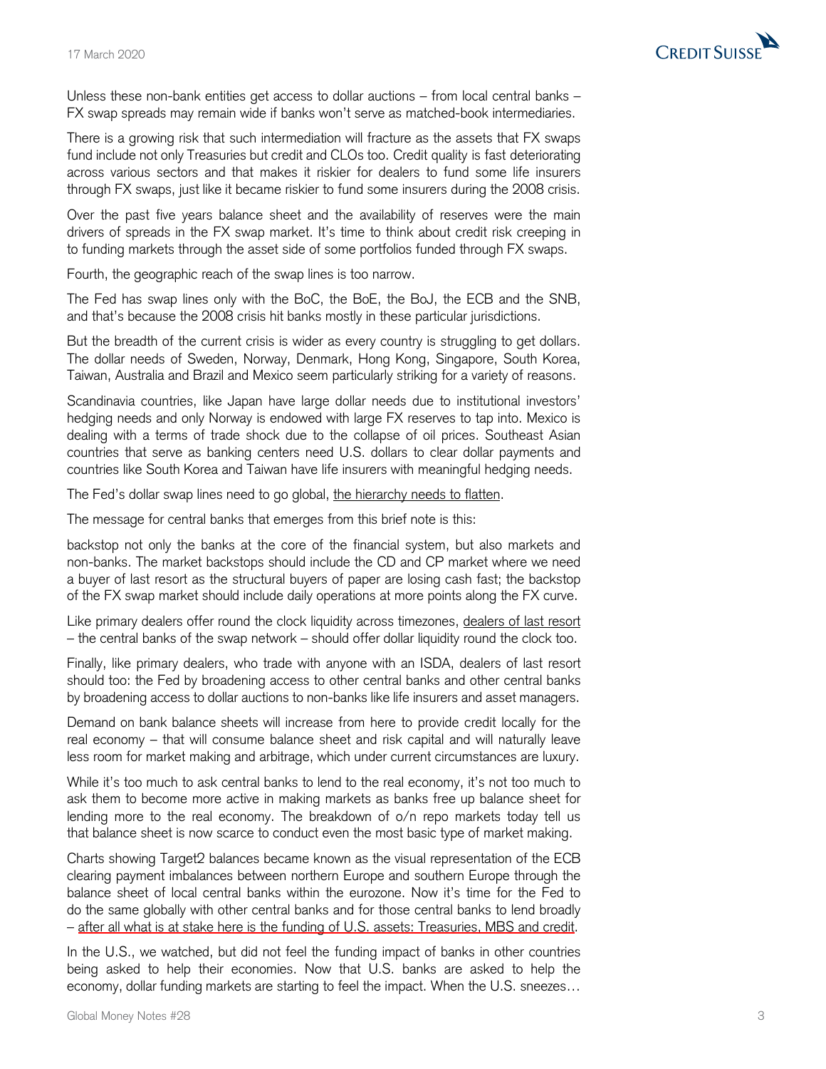Unless these non-bank entities get access to dollar auctions – from local central banks – FX swap spreads may remain wide if banks won't serve as matched-book intermediaries.

There is a growing risk that such intermediation will fracture as the assets that FX swaps fund include not only Treasuries but credit and CLOs too. Credit quality is fast deteriorating across various sectors and that makes it riskier for dealers to fund some life insurers through FX swaps, just like it became riskier to fund some insurers during the 2008 crisis.

Over the past five years balance sheet and the availability of reserves were the main drivers of spreads in the FX swap market. It's time to think about credit risk creeping in to funding markets through the asset side of some portfolios funded through FX swaps.

Fourth, the geographic reach of the swap lines is too narrow.

The Fed has swap lines only with the BoC, the BoE, the BoJ, the ECB and the SNB, and that's because the 2008 crisis hit banks mostly in these particular jurisdictions.

But the breadth of the current crisis is wider as every country is struggling to get dollars. The dollar needs of Sweden, Norway, Denmark, Hong Kong, Singapore, South Korea, Taiwan, Australia and Brazil and Mexico seem particularly striking for a variety of reasons.

Scandinavia countries, like Japan have large dollar needs due to institutional investors' hedging needs and only Norway is endowed with large FX reserves to tap into. Mexico is dealing with a terms of trade shock due to the collapse of oil prices. Southeast Asian countries that serve as banking centers need U.S. dollars to clear dollar payments and countries like South Korea and Taiwan have life insurers with meaningful hedging needs.

The Fed's dollar swap lines need to go global, the hierarchy needs to flatten.

The message for central banks that emerges from this brief note is this:

backstop not only the banks at the core of the financial system, but also markets and non-banks. The market backstops should include the CD and CP market where we need a buyer of last resort as the structural buyers of paper are losing cash fast; the backstop of the FX swap market should include daily operations at more points along the FX curve.

Like primary dealers offer round the clock liquidity across timezones, dealers of last resort – the central banks of the swap network – should offer dollar liquidity round the clock too.

Finally, like primary dealers, who trade with anyone with an ISDA, dealers of last resort should too: the Fed by broadening access to other central banks and other central banks by broadening access to dollar auctions to non-banks like life insurers and asset managers.

Demand on bank balance sheets will increase from here to provide credit locally for the real economy – that will consume balance sheet and risk capital and will naturally leave less room for market making and arbitrage, which under current circumstances are luxury.

While it's too much to ask central banks to lend to the real economy, it's not too much to ask them to become more active in making markets as banks free up balance sheet for lending more to the real economy. The breakdown of o/n repo markets today tell us that balance sheet is now scarce to conduct even the most basic type of market making.

Charts showing Target2 balances became known as the visual representation of the ECB clearing payment imbalances between northern Europe and southern Europe through the balance sheet of local central banks within the eurozone. Now it's time for the Fed to do the same globally with other central banks and for those central banks to lend broadly – after all what is at stake here is the funding of U.S. assets: Treasuries, MBS and credit.

In the U.S., we watched, but did not feel the funding impact of banks in other countries being asked to help their economies. Now that U.S. banks are asked to help the economy, dollar funding markets are starting to feel the impact. When the U.S. sneezes…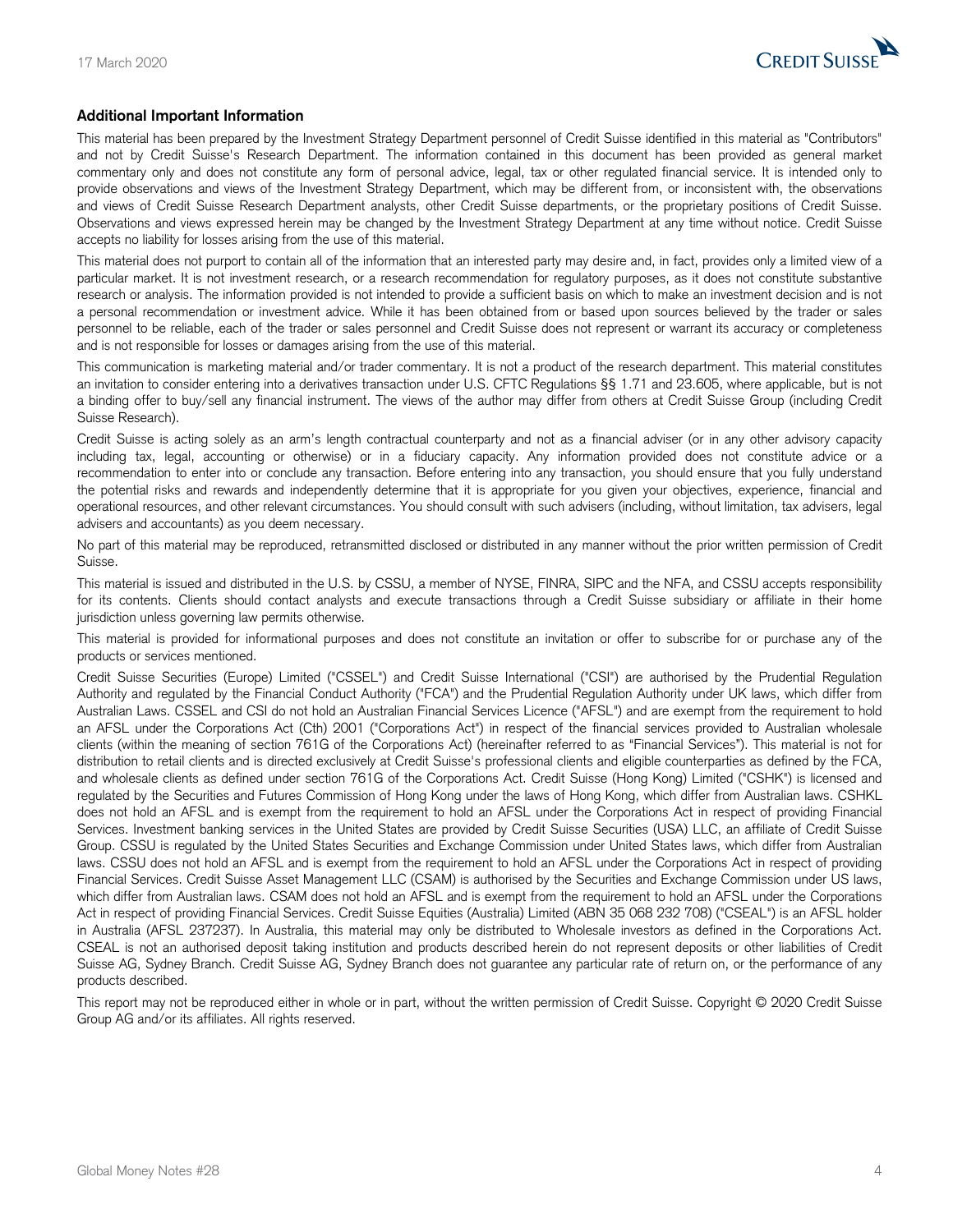## Additional Important Information

This material has been prepared by the Investment Strategy Department personnel of Credit Suisse identified in this material as "Contributors" and not by Credit Suisse's Research Department. The information contained in this document has been provided as general market commentary only and does not constitute any form of personal advice, legal, tax or other regulated financial service. It is intended only to provide observations and views of the Investment Strategy Department, which may be different from, or inconsistent with, the observations and views of Credit Suisse Research Department analysts, other Credit Suisse departments, or the proprietary positions of Credit Suisse. Observations and views expressed herein may be changed by the Investment Strategy Department at any time without notice. Credit Suisse accepts no liability for losses arising from the use of this material.

This material does not purport to contain all of the information that an interested party may desire and, in fact, provides only a limited view of a particular market. It is not investment research, or a research recommendation for regulatory purposes, as it does not constitute substantive research or analysis. The information provided is not intended to provide a sufficient basis on which to make an investment decision and is not a personal recommendation or investment advice. While it has been obtained from or based upon sources believed by the trader or sales personnel to be reliable, each of the trader or sales personnel and Credit Suisse does not represent or warrant its accuracy or completeness and is not responsible for losses or damages arising from the use of this material.

This communication is marketing material and/or trader commentary. It is not a product of the research department. This material constitutes an invitation to consider entering into a derivatives transaction under U.S. CFTC Regulations §§ 1.71 and 23.605, where applicable, but is not a binding offer to buy/sell any financial instrument. The views of the author may differ from others at Credit Suisse Group (including Credit Suisse Research).

Credit Suisse is acting solely as an arm's length contractual counterparty and not as a financial adviser (or in any other advisory capacity including tax, legal, accounting or otherwise) or in a fiduciary capacity. Any information provided does not constitute advice or a recommendation to enter into or conclude any transaction. Before entering into any transaction, you should ensure that you fully understand the potential risks and rewards and independently determine that it is appropriate for you given your objectives, experience, financial and operational resources, and other relevant circumstances. You should consult with such advisers (including, without limitation, tax advisers, legal advisers and accountants) as you deem necessary.

No part of this material may be reproduced, retransmitted disclosed or distributed in any manner without the prior written permission of Credit Suisse.

This material is issued and distributed in the U.S. by CSSU, a member of NYSE, FINRA, SIPC and the NFA, and CSSU accepts responsibility for its contents. Clients should contact analysts and execute transactions through a Credit Suisse subsidiary or affiliate in their home jurisdiction unless governing law permits otherwise.

This material is provided for informational purposes and does not constitute an invitation or offer to subscribe for or purchase any of the products or services mentioned.

Credit Suisse Securities (Europe) Limited ("CSSEL") and Credit Suisse International ("CSI") are authorised by the Prudential Regulation Authority and regulated by the Financial Conduct Authority ("FCA") and the Prudential Regulation Authority under UK laws, which differ from Australian Laws. CSSEL and CSI do not hold an Australian Financial Services Licence ("AFSL") and are exempt from the requirement to hold an AFSL under the Corporations Act (Cth) 2001 ("Corporations Act") in respect of the financial services provided to Australian wholesale clients (within the meaning of section 761G of the Corporations Act) (hereinafter referred to as "Financial Services"). This material is not for distribution to retail clients and is directed exclusively at Credit Suisse's professional clients and eligible counterparties as defined by the FCA, and wholesale clients as defined under section 761G of the Corporations Act. Credit Suisse (Hong Kong) Limited ("CSHK") is licensed and regulated by the Securities and Futures Commission of Hong Kong under the laws of Hong Kong, which differ from Australian laws. CSHKL does not hold an AFSL and is exempt from the requirement to hold an AFSL under the Corporations Act in respect of providing Financial Services. Investment banking services in the United States are provided by Credit Suisse Securities (USA) LLC, an affiliate of Credit Suisse Group. CSSU is regulated by the United States Securities and Exchange Commission under United States laws, which differ from Australian laws. CSSU does not hold an AFSL and is exempt from the requirement to hold an AFSL under the Corporations Act in respect of providing Financial Services. Credit Suisse Asset Management LLC (CSAM) is authorised by the Securities and Exchange Commission under US laws, which differ from Australian laws. CSAM does not hold an AFSL and is exempt from the requirement to hold an AFSL under the Corporations Act in respect of providing Financial Services. Credit Suisse Equities (Australia) Limited (ABN 35 068 232 708) ("CSEAL") is an AFSL holder in Australia (AFSL 237237). In Australia, this material may only be distributed to Wholesale investors as defined in the Corporations Act. CSEAL is not an authorised deposit taking institution and products described herein do not represent deposits or other liabilities of Credit Suisse AG, Sydney Branch. Credit Suisse AG, Sydney Branch does not guarantee any particular rate of return on, or the performance of any products described.

This report may not be reproduced either in whole or in part, without the written permission of Credit Suisse. Copyright © 2020 Credit Suisse Group AG and/or its affiliates. All rights reserved.